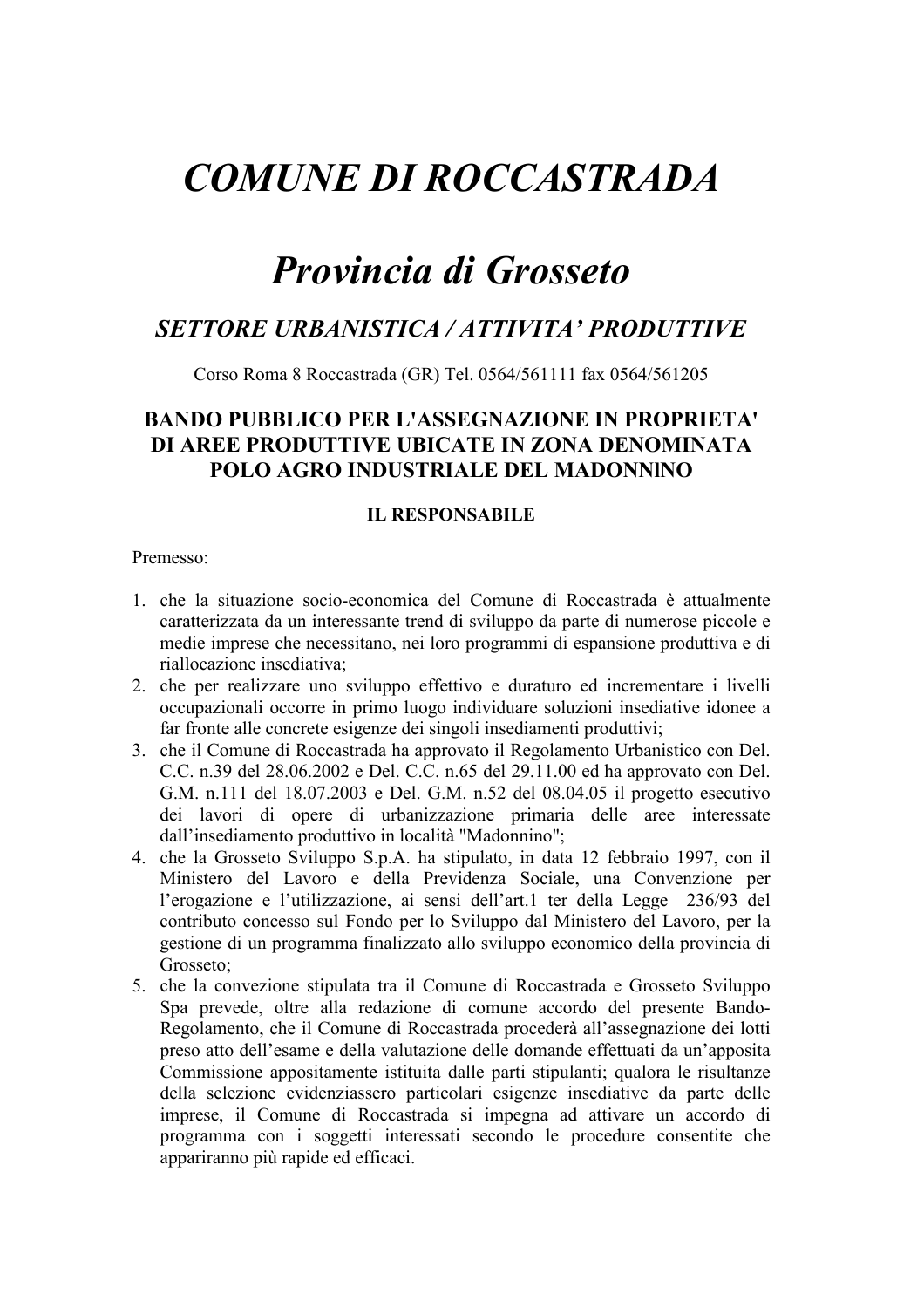# *COMUNE DI ROCCASTRADA*

# *Provincia di Grosseto*

## *SETTORE URBANISTICA / ATTIVITA' PRODUTTIVE*

Corso Roma 8 Roccastrada (GR) Tel. 0564/561111 fax 0564/561205

### BANDO PUBBLICO PER L'ASSEGNAZIONE IN PROPRIETA' DI AREE PRODUTTIVE UBICATE IN ZONA DENOMINATA POLO AGRO INDUSTRIALE DEL MADONNINO

#### IL RESPONSABILE

Premesso:

1. che la situazione socio-economica del Comune di Roccastrada è attualmente caratterizzata da un interessante trend di sviluppo da parte di numerose piccole e medie imprese che necessitano, nei loro programmi di espansione produttiva e di riallocazione insediativa;
2. che per realizzare uno sviluppo effettivo e duraturo ed incrementare i livelli occupazionali occorre in primo luogo individuare soluzioni insediative idonee a far fronte alle concrete esigenze dei singoli insediamenti produttivi;
3. che il Comune di Roccastrada ha approvato il Regolamento Urbanistico con Del. C.C. n.39 del 28.06.2002 e Del. C.C. n.65 del 29.11.00 ed ha approvato con Del. G.M. n.111 del 18.07.2003 e Del. G.M. n.52 del 08.04.05 il progetto esecutivo dei lavori di opere di urbanizzazione primaria delle aree interessate dall'insediamento produttivo in località "Madonnino";
4. che la Grosseto Sviluppo S.p.A. ha stipulato, in data 12 febbraio 1997, con il Ministero del Lavoro e della Previdenza Sociale, una Convenzione per l'erogazione e l'utilizzazione, ai sensi dell'art.1 ter della Legge 236/93 del contributo concesso sul Fondo per lo Sviluppo dal Ministero del Lavoro, per la gestione di un programma finalizzato allo sviluppo economico della provincia di Grosseto;
5. che la convezione stipulata tra il Comune di Roccastrada e Grosseto Sviluppo Spa prevede, oltre alla redazione di comune accordo del presente Bando-Regolamento, che il Comune di Roccastrada procederà all'assegnazione dei lotti preso atto dell'esame e della valutazione delle domande effettuati da un'apposita Commissione appositamente istituita dalle parti stipulanti; qualora le risultanze della selezione evidenziassero particolari esigenze insediative da parte delle imprese, il Comune di Roccastrada si impegna ad attivare un accordo di programma con i soggetti interessati secondo le procedure consentite che appariranno più rapide ed efficaci.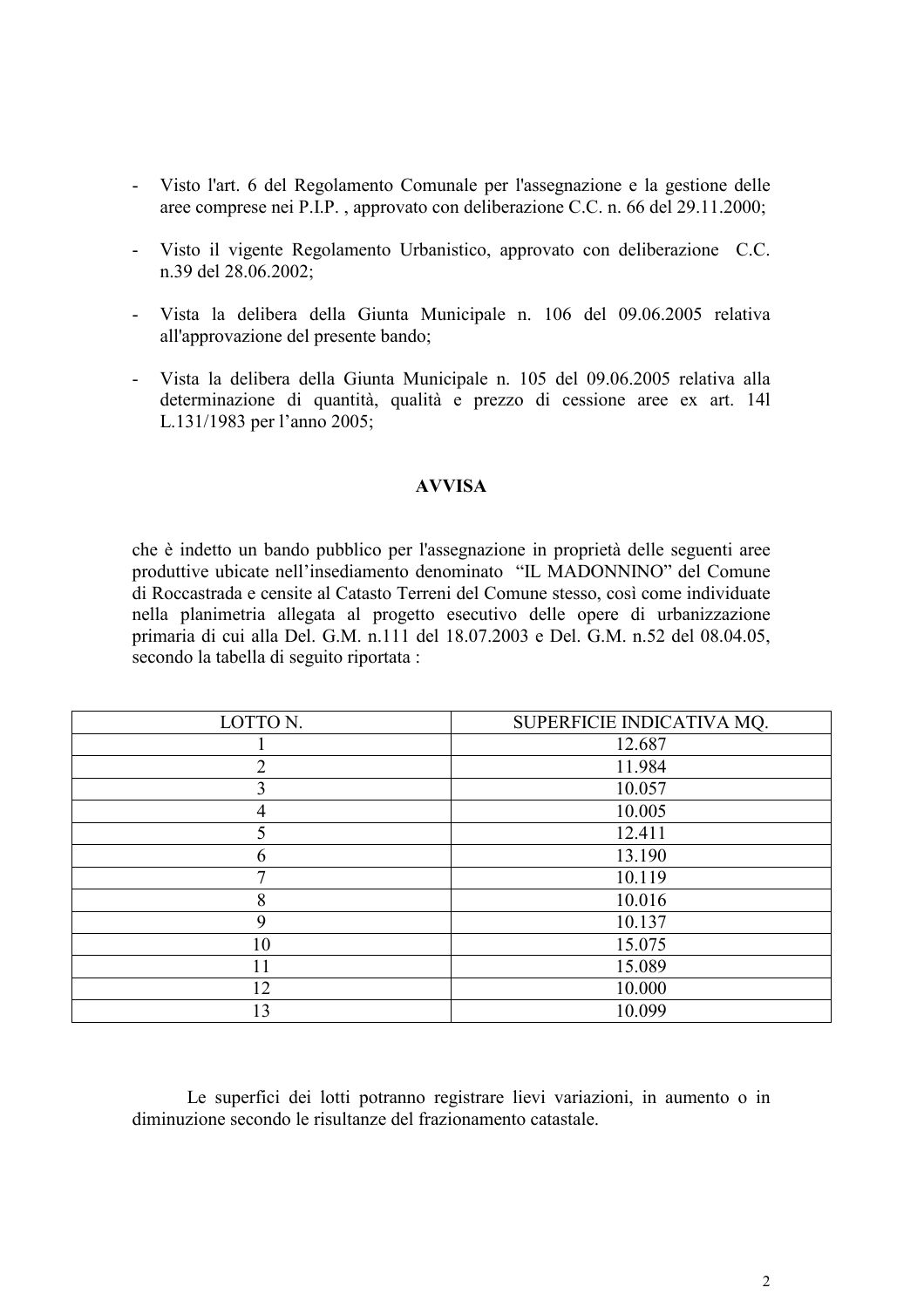- Visto l'art. 6 del Regolamento Comunale per l'assegnazione e la gestione delle aree comprese nei P.I.P. , approvato con deliberazione C.C. n. 66 del 29.11.2000;

- Visto il vigente Regolamento Urbanistico, approvato con deliberazione C.C. n.39 del 28.06.2002;

- Vista la delibera della Giunta Municipale n. 106 del 09.06.2005 relativa all'approvazione del presente bando;

- Vista la delibera della Giunta Municipale n. 105 del 09.06.2005 relativa alla determinazione di quantità, qualità e prezzo di cessione aree ex art. 14l L.131/1983 per l'anno 2005;

**AVVISA**

che è indetto un bando pubblico per l'assegnazione in proprietà delle seguenti aree produttive ubicate nell'insediamento denominato "IL MADONNINO" del Comune di Roccastrada e censite al Catasto Terreni del Comune stesso, così come individuate nella planimetria allegata al progetto esecutivo delle opere di urbanizzazione primaria di cui alla Del. G.M. n.111 del 18.07.2003 e Del. G.M. n.52 del 08.04.05, secondo la tabella di seguito riportata :

| LOTTO N. | SUPERFICIE INDICATIVA MQ. |
|---|---|
| 1 | 12.687 |
| 2 | 11.984 |
| 3 | 10.057 |
| 4 | 10.005 |
| 5 | 12.411 |
| 6 | 13.190 |
| 7 | 10.119 |
| 8 | 10.016 |
| 9 | 10.137 |
| 10 | 15.075 |
| 11 | 15.089 |
| 12 | 10.000 |
| 13 | 10.099 |

Le superfici dei lotti potranno registrare lievi variazioni, in aumento o in diminuzione secondo le risultanze del frazionamento catastale.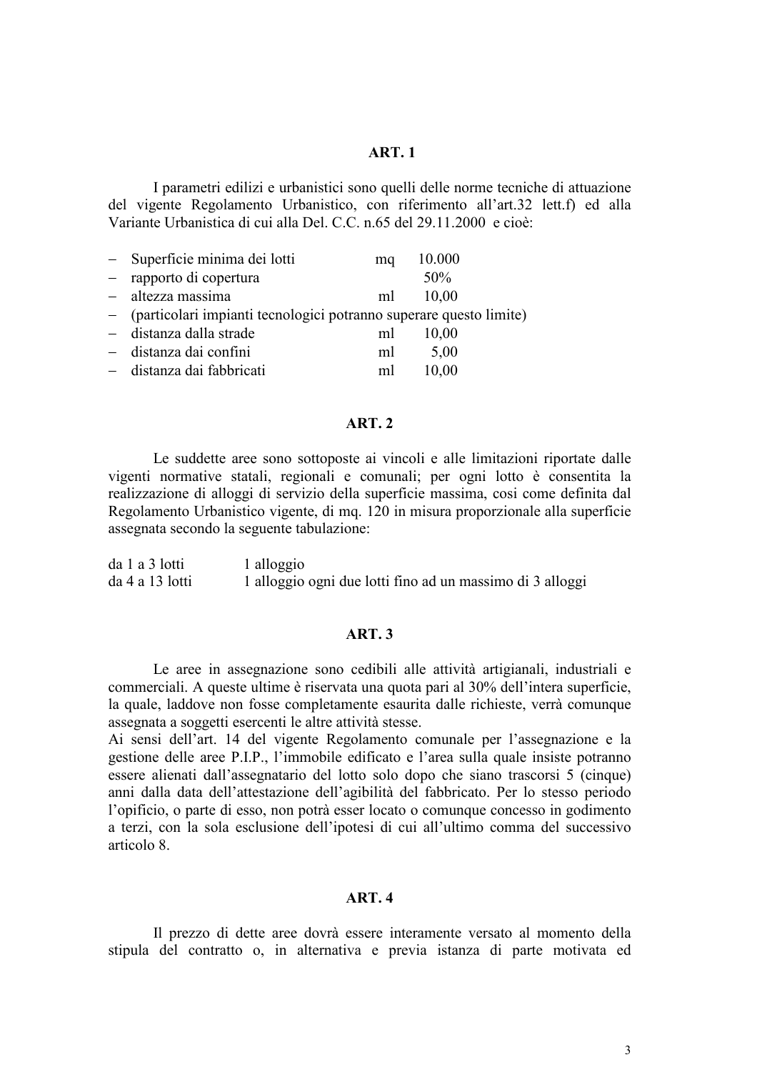**ART. 1**

I parametri edilizi e urbanistici sono quelli delle norme tecniche di attuazione del vigente Regolamento Urbanistico, con riferimento all'art.32 lett.f) ed alla Variante Urbanistica di cui alla Del. C.C. n.65 del 29.11.2000 e cioè:

- Superficie minima dei lotti mq 10.000
- rapporto di copertura 50%
- altezza massima ml 10,00
- (particolari impianti tecnologici potranno superare questo limite)
- distanza dalla strade ml 10,00
- distanza dai confini ml 5,00
- distanza dai fabbricati ml 10,00

**ART. 2**

Le suddette aree sono sottoposte ai vincoli e alle limitazioni riportate dalle vigenti normative statali, regionali e comunali; per ogni lotto è consentita la realizzazione di alloggi di servizio della superficie massima, così come definita dal Regolamento Urbanistico vigente, di mq. 120 in misura proporzionale alla superficie assegnata secondo la seguente tabulazione:

| | |
|---|---|
| da 1 a 3 lotti | 1 alloggio |
| da 4 a 13 lotti | 1 alloggio ogni due lotti fino ad un massimo di 3 alloggi |

**ART. 3**

Le aree in assegnazione sono cedibili alle attività artigianali, industriali e commerciali. A queste ultime è riservata una quota pari al 30% dell'intera superficie, la quale, laddove non fosse completamente esaurita dalle richieste, verrà comunque assegnata a soggetti esercenti le altre attività stesse.
Ai sensi dell'art. 14 del vigente Regolamento comunale per l'assegnazione e la gestione delle aree P.I.P., l'immobile edificato e l'area sulla quale insiste potranno essere alienati dall'assegnatario del lotto solo dopo che siano trascorsi 5 (cinque) anni dalla data dell'attestazione dell'agibilità del fabbricato. Per lo stesso periodo l'opificio, o parte di esso, non potrà esser locato o comunque concesso in godimento a terzi, con la sola esclusione dell'ipotesi di cui all'ultimo comma del successivo articolo 8.

**ART. 4**

Il prezzo di dette aree dovrà essere interamente versato al momento della stipula del contratto o, in alternativa e previa istanza di parte motivata ed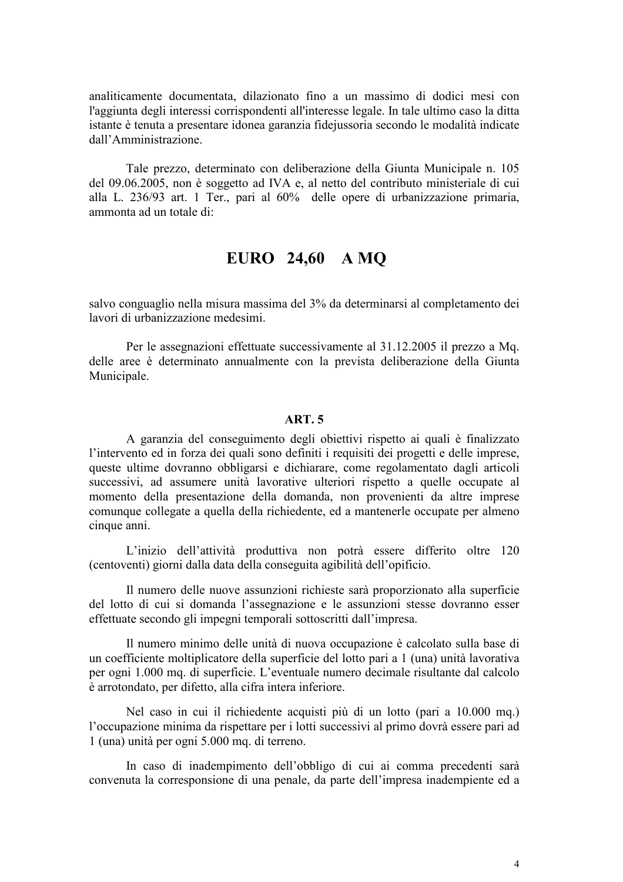analiticamente documentata, dilazionato fino a un massimo di dodici mesi con l'aggiunta degli interessi corrispondenti all'interesse legale. In tale ultimo caso la ditta istante è tenuta a presentare idonea garanzia fidejussoria secondo le modalità indicate dall'Amministrazione.

Tale prezzo, determinato con deliberazione della Giunta Municipale n. 105 del 09.06.2005, non è soggetto ad IVA e, al netto del contributo ministeriale di cui alla L. 236/93 art. 1 Ter., pari al 60% delle opere di urbanizzazione primaria, ammonta ad un totale di:

## EURO 24,60 A MQ

salvo conguaglio nella misura massima del 3% da determinarsi al completamento dei lavori di urbanizzazione medesimi.

Per le assegnazioni effettuate successivamente al 31.12.2005 il prezzo a Mq. delle aree è determinato annualmente con la prevista deliberazione della Giunta Municipale.

### ART. 5

A garanzia del conseguimento degli obiettivi rispetto ai quali è finalizzato l'intervento ed in forza dei quali sono definiti i requisiti dei progetti e delle imprese, queste ultime dovranno obbligarsi e dichiarare, come regolamentato dagli articoli successivi, ad assumere unità lavorative ulteriori rispetto a quelle occupate al momento della presentazione della domanda, non provenienti da altre imprese comunque collegate a quella della richiedente, ed a mantenerle occupate per almeno cinque anni.

L'inizio dell'attività produttiva non potrà essere differito oltre 120 (centoventi) giorni dalla data della conseguita agibilità dell'opificio.

Il numero delle nuove assunzioni richieste sarà proporzionato alla superficie del lotto di cui si domanda l'assegnazione e le assunzioni stesse dovranno esser effettuate secondo gli impegni temporali sottoscritti dall'impresa.

Il numero minimo delle unità di nuova occupazione è calcolato sulla base di un coefficiente moltiplicatore della superficie del lotto pari a 1 (una) unità lavorativa per ogni 1.000 mq. di superficie. L'eventuale numero decimale risultante dal calcolo è arrotondato, per difetto, alla cifra intera inferiore.

Nel caso in cui il richiedente acquisti più di un lotto (pari a 10.000 mq.) l'occupazione minima da rispettare per i lotti successivi al primo dovrà essere pari ad 1 (una) unità per ogni 5.000 mq. di terreno.

In caso di inadempimento dell'obbligo di cui ai comma precedenti sarà convenuta la corresponsione di una penale, da parte dell'impresa inadempiente ed a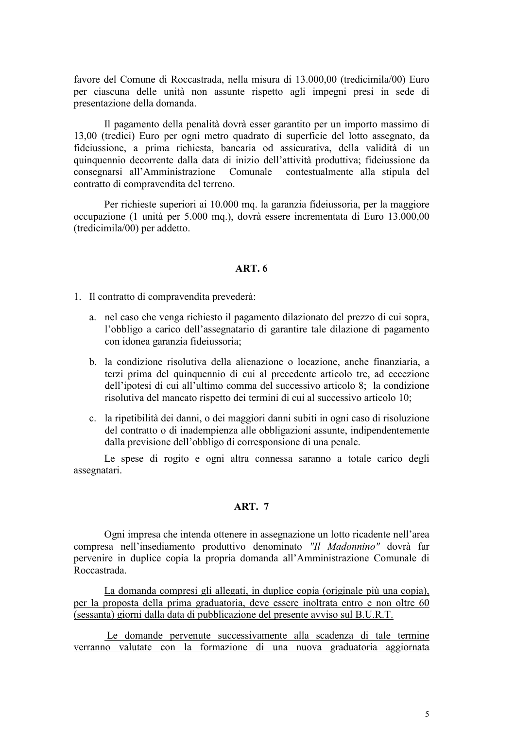favore del Comune di Roccastrada, nella misura di 13.000,00 (tredicimila/00) Euro per ciascuna delle unità non assunte rispetto agli impegni presi in sede di presentazione della domanda.

Il pagamento della penalità dovrà esser garantito per un importo massimo di 13,00 (tredici) Euro per ogni metro quadrato di superficie del lotto assegnato, da fideiussione, a prima richiesta, bancaria od assicurativa, della validità di un quinquennio decorrente dalla data di inizio dell'attività produttiva; fideiussione da consegnarsi all'Amministrazione Comunale contestualmente alla stipula del contratto di compravendita del terreno.

Per richieste superiori ai 10.000 mq. la garanzia fideiussoria, per la maggiore occupazione (1 unità per 5.000 mq.), dovrà essere incrementata di Euro 13.000,00 (tredicimila/00) per addetto.

### ART. 6

1. Il contratto di compravendita prevederà:

   a. nel caso che venga richiesto il pagamento dilazionato del prezzo di cui sopra, l'obbligo a carico dell'assegnatario di garantire tale dilazione di pagamento con idonea garanzia fideiussoria;

   b. la condizione risolutiva della alienazione o locazione, anche finanziaria, a terzi prima del quinquennio di cui al precedente articolo tre, ad eccezione dell'ipotesi di cui all'ultimo comma del successivo articolo 8; la condizione risolutiva del mancato rispetto dei termini di cui al successivo articolo 10;

   c. la ripetibilità dei danni, o dei maggiori danni subiti in ogni caso di risoluzione del contratto o di inadempienza alle obbligazioni assunte, indipendentemente dalla previsione dell'obbligo di corresponsione di una penale.

   Le spese di rogito e ogni altra connessa saranno a totale carico degli assegnatari.

### ART. 7

Ogni impresa che intenda ottenere in assegnazione un lotto ricadente nell'area compresa nell'insediamento produttivo denominato *"Il Madonnino"* dovrà far pervenire in duplice copia la propria domanda all'Amministrazione Comunale di Roccastrada.

<u>La domanda compresi gli allegati, in duplice copia (originale più una copia), per la proposta della prima graduatoria, deve essere inoltrata entro e non oltre 60 (sessanta) giorni dalla data di pubblicazione del presente avviso sul B.U.R.T.</u>

<u>Le domande pervenute successivamente alla scadenza di tale termine verranno valutate con la formazione di una nuova graduatoria aggiornata</u>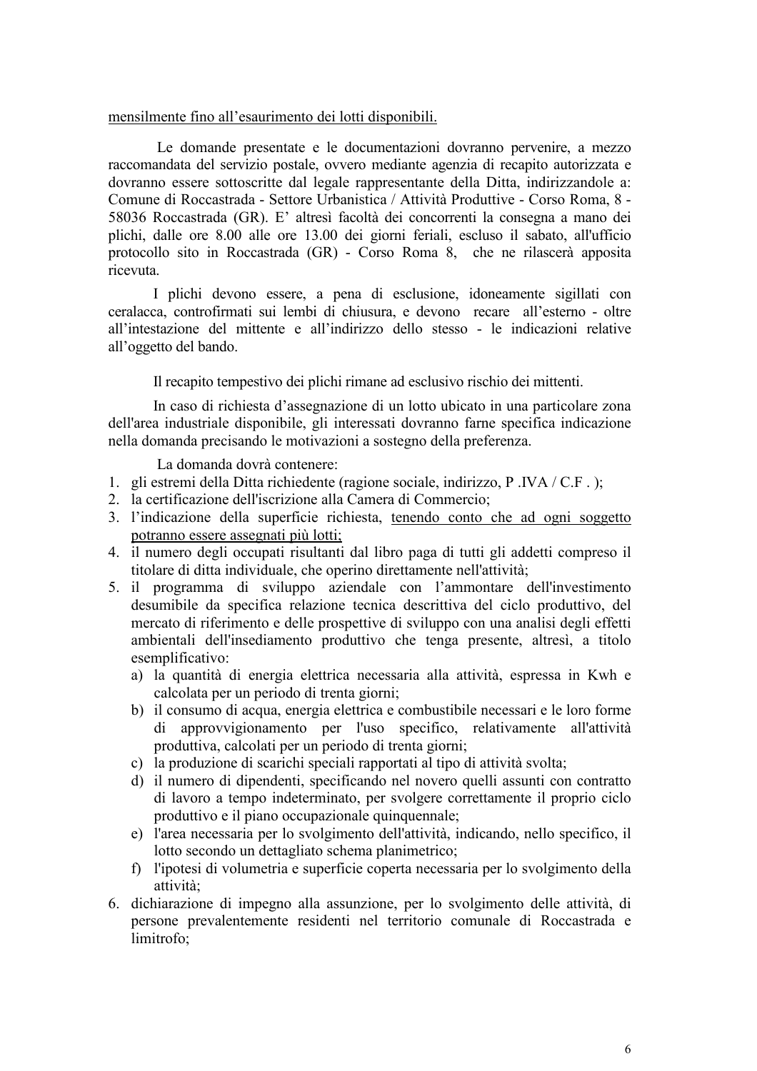mensilmente fino all’esaurimento dei lotti disponibili.

Le domande presentate e le documentazioni dovranno pervenire, a mezzo raccomandata del servizio postale, ovvero mediante agenzia di recapito autorizzata e dovranno essere sottoscritte dal legale rappresentante della Ditta, indirizzandole a: Comune di Roccastrada - Settore Urbanistica / Attività Produttive - Corso Roma, 8 - 58036 Roccastrada (GR). E’ altresì facoltà dei concorrenti la consegna a mano dei plichi, dalle ore 8.00 alle ore 13.00 dei giorni feriali, escluso il sabato, all'ufficio protocollo sito in Roccastrada (GR) - Corso Roma 8, che ne rilascerà apposita ricevuta.

I plichi devono essere, a pena di esclusione, idoneamente sigillati con ceralacca, controfirmati sui lembi di chiusura, e devono recare all’esterno - oltre all’intestazione del mittente e all’indirizzo dello stesso - le indicazioni relative all’oggetto del bando.

Il recapito tempestivo dei plichi rimane ad esclusivo rischio dei mittenti.

In caso di richiesta d’assegnazione di un lotto ubicato in una particolare zona dell'area industriale disponibile, gli interessati dovranno farne specifica indicazione nella domanda precisando le motivazioni a sostegno della preferenza.

La domanda dovrà contenere:

1. gli estremi della Ditta richiedente (ragione sociale, indirizzo, P .IVA / C.F . );
2. la certificazione dell'iscrizione alla Camera di Commercio;
3. l’indicazione della superficie richiesta, tenendo conto che ad ogni soggetto potranno essere assegnati più lotti;
4. il numero degli occupati risultanti dal libro paga di tutti gli addetti compreso il titolare di ditta individuale, che operino direttamente nell'attività;
5. il programma di sviluppo aziendale con l’ammontare dell'investimento desumibile da specifica relazione tecnica descrittiva del ciclo produttivo, del mercato di riferimento e delle prospettive di sviluppo con una analisi degli effetti ambientali dell'insediamento produttivo che tenga presente, altresì, a titolo esemplificativo:
   a) la quantità di energia elettrica necessaria alla attività, espressa in Kwh e calcolata per un periodo di trenta giorni;
   b) il consumo di acqua, energia elettrica e combustibile necessari e le loro forme di approvvigionamento per l'uso specifico, relativamente all'attività produttiva, calcolati per un periodo di trenta giorni;
   c) la produzione di scarichi speciali rapportati al tipo di attività svolta;
   d) il numero di dipendenti, specificando nel novero quelli assunti con contratto di lavoro a tempo indeterminato, per svolgere correttamente il proprio ciclo produttivo e il piano occupazionale quinquennale;
   e) l'area necessaria per lo svolgimento dell'attività, indicando, nello specifico, il lotto secondo un dettagliato schema planimetrico;
   f) l'ipotesi di volumetria e superficie coperta necessaria per lo svolgimento della attività;
6. dichiarazione di impegno alla assunzione, per lo svolgimento delle attività, di persone prevalentemente residenti nel territorio comunale di Roccastrada e limitrofo;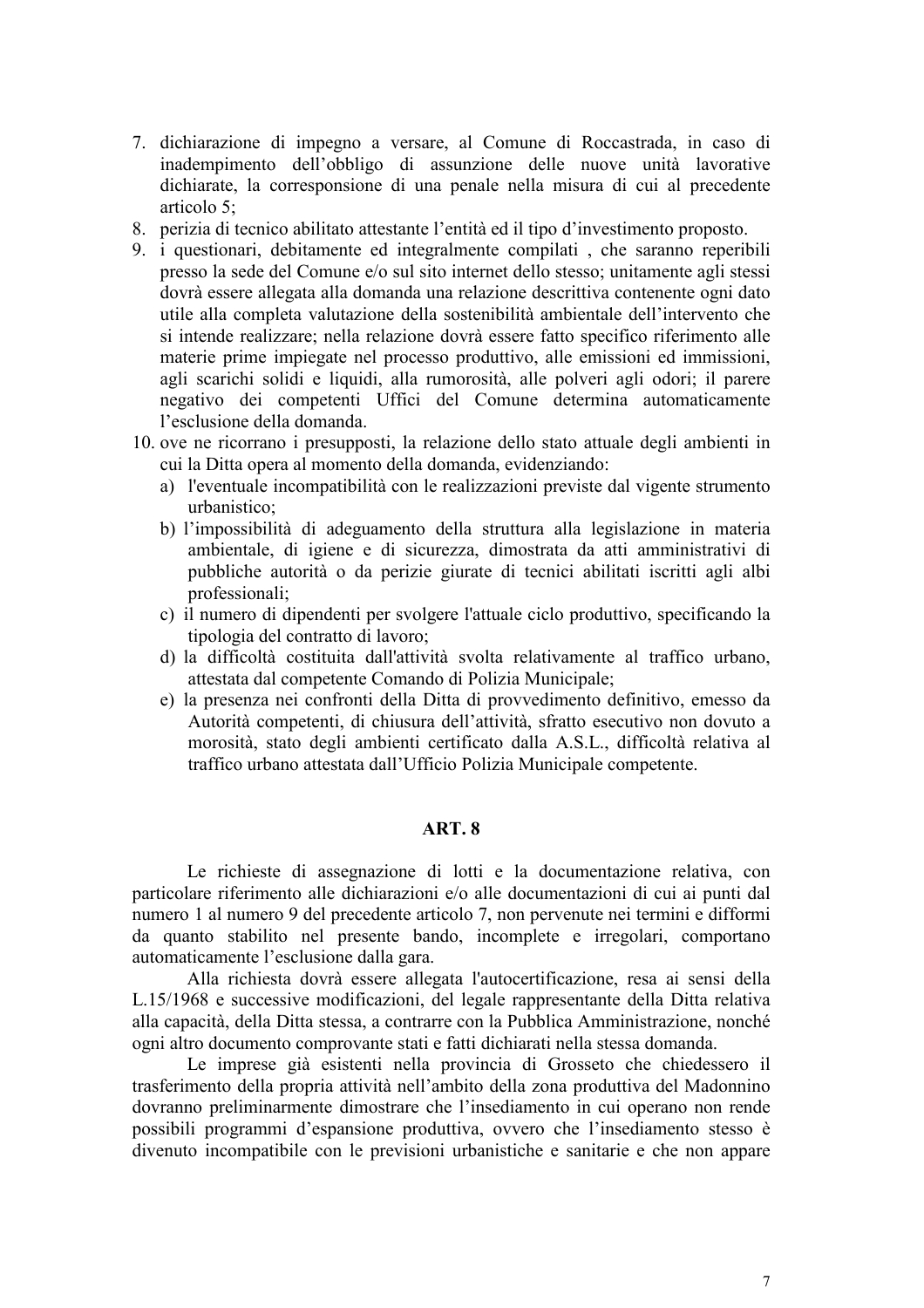7. dichiarazione di impegno a versare, al Comune di Roccastrada, in caso di inadempimento dell'obbligo di assunzione delle nuove unità lavorative dichiarate, la corresponsione di una penale nella misura di cui al precedente articolo 5;
8. perizia di tecnico abilitato attestante l'entità ed il tipo d'investimento proposto.
9. i questionari, debitamente ed integralmente compilati , che saranno reperibili presso la sede del Comune e/o sul sito internet dello stesso; unitamente agli stessi dovrà essere allegata alla domanda una relazione descrittiva contenente ogni dato utile alla completa valutazione della sostenibilità ambientale dell'intervento che si intende realizzare; nella relazione dovrà essere fatto specifico riferimento alle materie prime impiegate nel processo produttivo, alle emissioni ed immissioni, agli scarichi solidi e liquidi, alla rumorosità, alle polveri agli odori; il parere negativo dei competenti Uffici del Comune determina automaticamente l'esclusione della domanda.
10. ove ne ricorrano i presupposti, la relazione dello stato attuale degli ambienti in cui la Ditta opera al momento della domanda, evidenziando:
    a) l'eventuale incompatibilità con le realizzazioni previste dal vigente strumento urbanistico;
    b) l'impossibilità di adeguamento della struttura alla legislazione in materia ambientale, di igiene e di sicurezza, dimostrata da atti amministrativi di pubbliche autorità o da perizie giurate di tecnici abilitati iscritti agli albi professionali;
    c) il numero di dipendenti per svolgere l'attuale ciclo produttivo, specificando la tipologia del contratto di lavoro;
    d) la difficoltà costituita dall'attività svolta relativamente al traffico urbano, attestata dal competente Comando di Polizia Municipale;
    e) la presenza nei confronti della Ditta di provvedimento definitivo, emesso da Autorità competenti, di chiusura dell'attività, sfratto esecutivo non dovuto a morosità, stato degli ambienti certificato dalla A.S.L., difficoltà relativa al traffico urbano attestata dall'Ufficio Polizia Municipale competente.

## ART. 8

Le richieste di assegnazione di lotti e la documentazione relativa, con particolare riferimento alle dichiarazioni e/o alle documentazioni di cui ai punti dal numero 1 al numero 9 del precedente articolo 7, non pervenute nei termini e difformi da quanto stabilito nel presente bando, incomplete e irregolari, comportano automaticamente l'esclusione dalla gara.

Alla richiesta dovrà essere allegata l'autocertificazione, resa ai sensi della L.15/1968 e successive modificazioni, del legale rappresentante della Ditta relativa alla capacità, della Ditta stessa, a contrarre con la Pubblica Amministrazione, nonché ogni altro documento comprovante stati e fatti dichiarati nella stessa domanda.

Le imprese già esistenti nella provincia di Grosseto che chiedessero il trasferimento della propria attività nell'ambito della zona produttiva del Madonnino dovranno preliminarmente dimostrare che l'insediamento in cui operano non rende possibili programmi d'espansione produttiva, ovvero che l'insediamento stesso è divenuto incompatibile con le previsioni urbanistiche e sanitarie e che non appare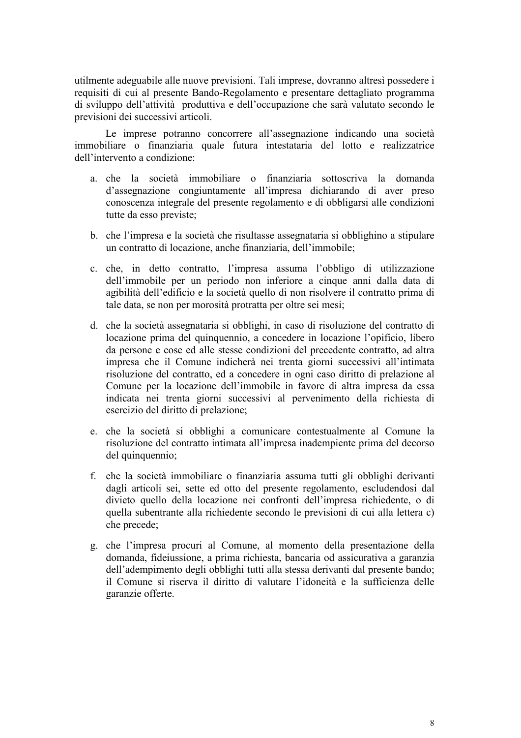utilmente adeguabile alle nuove previsioni. Tali imprese, dovranno altresì possedere i requisiti di cui al presente Bando-Regolamento e presentare dettagliato programma di sviluppo dell'attività produttiva e dell'occupazione che sarà valutato secondo le previsioni dei successivi articoli.

Le imprese potranno concorrere all'assegnazione indicando una società immobiliare o finanziaria quale futura intestataria del lotto e realizzatrice dell'intervento a condizione:

a. che la società immobiliare o finanziaria sottoscriva la domanda d'assegnazione congiuntamente all'impresa dichiarando di aver preso conoscenza integrale del presente regolamento e di obbligarsi alle condizioni tutte da esso previste;

b. che l'impresa e la società che risultasse assegnataria si obblighino a stipulare un contratto di locazione, anche finanziaria, dell'immobile;

c. che, in detto contratto, l'impresa assuma l'obbligo di utilizzazione dell'immobile per un periodo non inferiore a cinque anni dalla data di agibilità dell'edificio e la società quello di non risolvere il contratto prima di tale data, se non per morosità protratta per oltre sei mesi;

d. che la società assegnataria si obblighi, in caso di risoluzione del contratto di locazione prima del quinquennio, a concedere in locazione l'opificio, libero da persone e cose ed alle stesse condizioni del precedente contratto, ad altra impresa che il Comune indicherà nei trenta giorni successivi all'intimata risoluzione del contratto, ed a concedere in ogni caso diritto di prelazione al Comune per la locazione dell'immobile in favore di altra impresa da essa indicata nei trenta giorni successivi al pervenimento della richiesta di esercizio del diritto di prelazione;

e. che la società si obblighi a comunicare contestualmente al Comune la risoluzione del contratto intimata all'impresa inadempiente prima del decorso del quinquennio;

f. che la società immobiliare o finanziaria assuma tutti gli obblighi derivanti dagli articoli sei, sette ed otto del presente regolamento, escludendosi dal divieto quello della locazione nei confronti dell'impresa richiedente, o di quella subentrante alla richiedente secondo le previsioni di cui alla lettera c) che precede;

g. che l'impresa procuri al Comune, al momento della presentazione della domanda, fideiussione, a prima richiesta, bancaria od assicurativa a garanzia dell'adempimento degli obblighi tutti alla stessa derivanti dal presente bando; il Comune si riserva il diritto di valutare l'idoneità e la sufficienza delle garanzie offerte.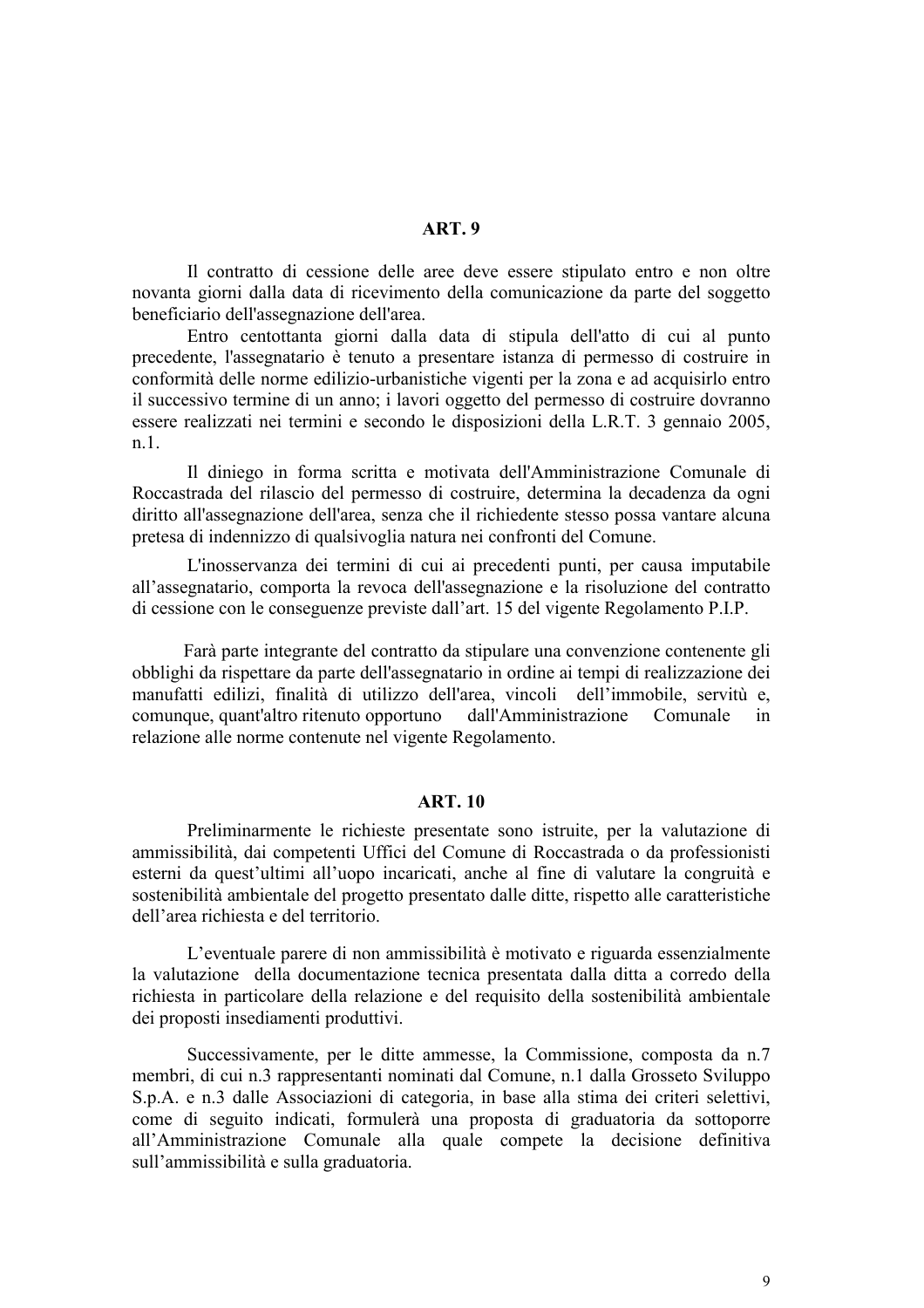## ART. 9

Il contratto di cessione delle aree deve essere stipulato entro e non oltre novanta giorni dalla data di ricevimento della comunicazione da parte del soggetto beneficiario dell'assegnazione dell'area.

Entro centottanta giorni dalla data di stipula dell'atto di cui al punto precedente, l'assegnatario è tenuto a presentare istanza di permesso di costruire in conformità delle norme edilizio-urbanistiche vigenti per la zona e ad acquisirlo entro il successivo termine di un anno; i lavori oggetto del permesso di costruire dovranno essere realizzati nei termini e secondo le disposizioni della L.R.T. 3 gennaio 2005, n.1.

Il diniego in forma scritta e motivata dell'Amministrazione Comunale di Roccastrada del rilascio del permesso di costruire, determina la decadenza da ogni diritto all'assegnazione dell'area, senza che il richiedente stesso possa vantare alcuna pretesa di indennizzo di qualsivoglia natura nei confronti del Comune.

L'inosservanza dei termini di cui ai precedenti punti, per causa imputabile all'assegnatario, comporta la revoca dell'assegnazione e la risoluzione del contratto di cessione con le conseguenze previste dall'art. 15 del vigente Regolamento P.I.P.

Farà parte integrante del contratto da stipulare una convenzione contenente gli obblighi da rispettare da parte dell'assegnatario in ordine ai tempi di realizzazione dei manufatti edilizi, finalità di utilizzo dell'area, vincoli dell'immobile, servitù e, comunque, quant'altro ritenuto opportuno dall'Amministrazione Comunale in relazione alle norme contenute nel vigente Regolamento.

## ART. 10

Preliminarmente le richieste presentate sono istruite, per la valutazione di ammissibilità, dai competenti Uffici del Comune di Roccastrada o da professionisti esterni da quest'ultimi all'uopo incaricati, anche al fine di valutare la congruità e sostenibilità ambientale del progetto presentato dalle ditte, rispetto alle caratteristiche dell'area richiesta e del territorio.

L'eventuale parere di non ammissibilità è motivato e riguarda essenzialmente la valutazione della documentazione tecnica presentata dalla ditta a corredo della richiesta in particolare della relazione e del requisito della sostenibilità ambientale dei proposti insediamenti produttivi.

Successivamente, per le ditte ammesse, la Commissione, composta da n.7 membri, di cui n.3 rappresentanti nominati dal Comune, n.1 dalla Grosseto Sviluppo S.p.A. e n.3 dalle Associazioni di categoria, in base alla stima dei criteri selettivi, come di seguito indicati, formulerà una proposta di graduatoria da sottoporre all'Amministrazione Comunale alla quale compete la decisione definitiva sull'ammissibilità e sulla graduatoria.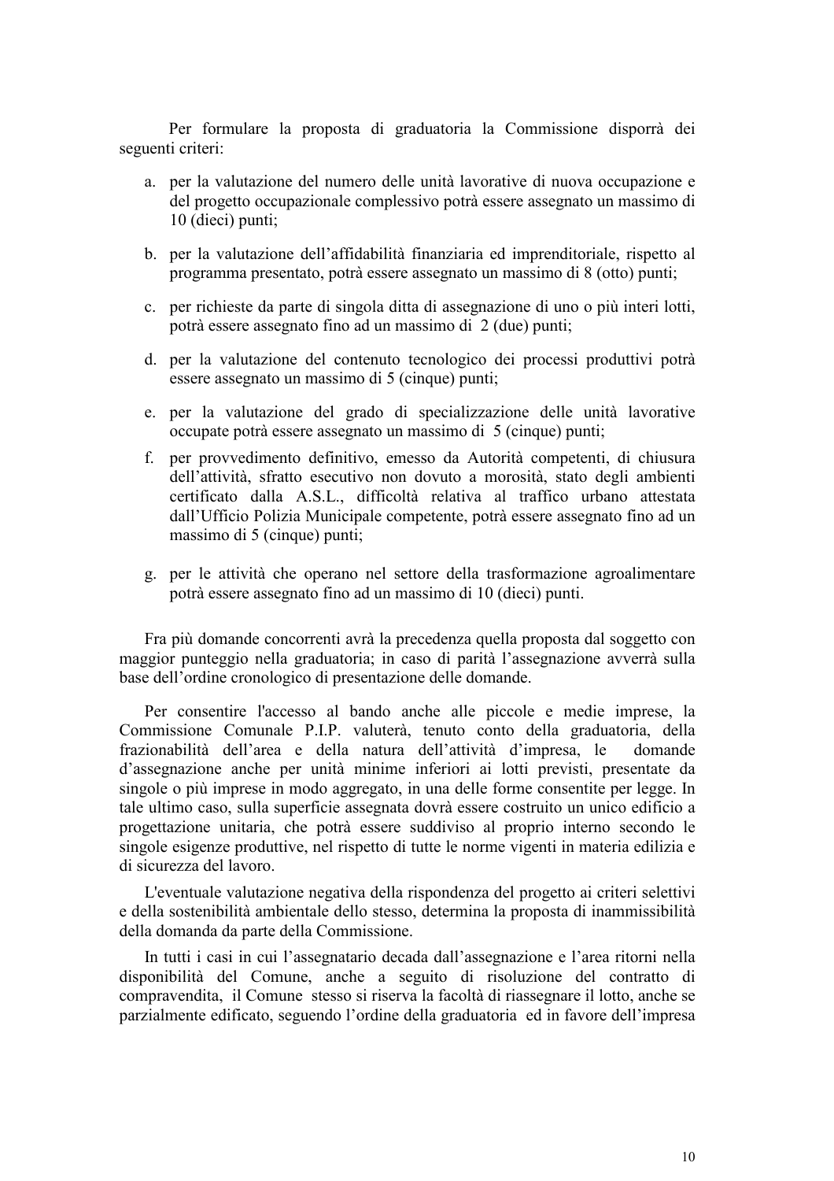Per formulare la proposta di graduatoria la Commissione disporrà dei seguenti criteri:

a. per la valutazione del numero delle unità lavorative di nuova occupazione e del progetto occupazionale complessivo potrà essere assegnato un massimo di 10 (dieci) punti;

b. per la valutazione dell'affidabilità finanziaria ed imprenditoriale, rispetto al programma presentato, potrà essere assegnato un massimo di 8 (otto) punti;

c. per richieste da parte di singola ditta di assegnazione di uno o più interi lotti, potrà essere assegnato fino ad un massimo di 2 (due) punti;

d. per la valutazione del contenuto tecnologico dei processi produttivi potrà essere assegnato un massimo di 5 (cinque) punti;

e. per la valutazione del grado di specializzazione delle unità lavorative occupate potrà essere assegnato un massimo di 5 (cinque) punti;

f. per provvedimento definitivo, emesso da Autorità competenti, di chiusura dell'attività, sfratto esecutivo non dovuto a morosità, stato degli ambienti certificato dalla A.S.L., difficoltà relativa al traffico urbano attestata dall'Ufficio Polizia Municipale competente, potrà essere assegnato fino ad un massimo di 5 (cinque) punti;

g. per le attività che operano nel settore della trasformazione agroalimentare potrà essere assegnato fino ad un massimo di 10 (dieci) punti.

Fra più domande concorrenti avrà la precedenza quella proposta dal soggetto con maggior punteggio nella graduatoria; in caso di parità l'assegnazione avverrà sulla base dell'ordine cronologico di presentazione delle domande.

Per consentire l'accesso al bando anche alle piccole e medie imprese, la Commissione Comunale P.I.P. valuterà, tenuto conto della graduatoria, della frazionabilità dell'area e della natura dell'attività d'impresa, le domande d'assegnazione anche per unità minime inferiori ai lotti previsti, presentate da singole o più imprese in modo aggregato, in una delle forme consentite per legge. In tale ultimo caso, sulla superficie assegnata dovrà essere costruito un unico edificio a progettazione unitaria, che potrà essere suddiviso al proprio interno secondo le singole esigenze produttive, nel rispetto di tutte le norme vigenti in materia edilizia e di sicurezza del lavoro.

L'eventuale valutazione negativa della rispondenza del progetto ai criteri selettivi e della sostenibilità ambientale dello stesso, determina la proposta di inammissibilità della domanda da parte della Commissione.

In tutti i casi in cui l'assegnatario decada dall'assegnazione e l'area ritorni nella disponibilità del Comune, anche a seguito di risoluzione del contratto di compravendita, il Comune stesso si riserva la facoltà di riassegnare il lotto, anche se parzialmente edificato, seguendo l'ordine della graduatoria ed in favore dell'impresa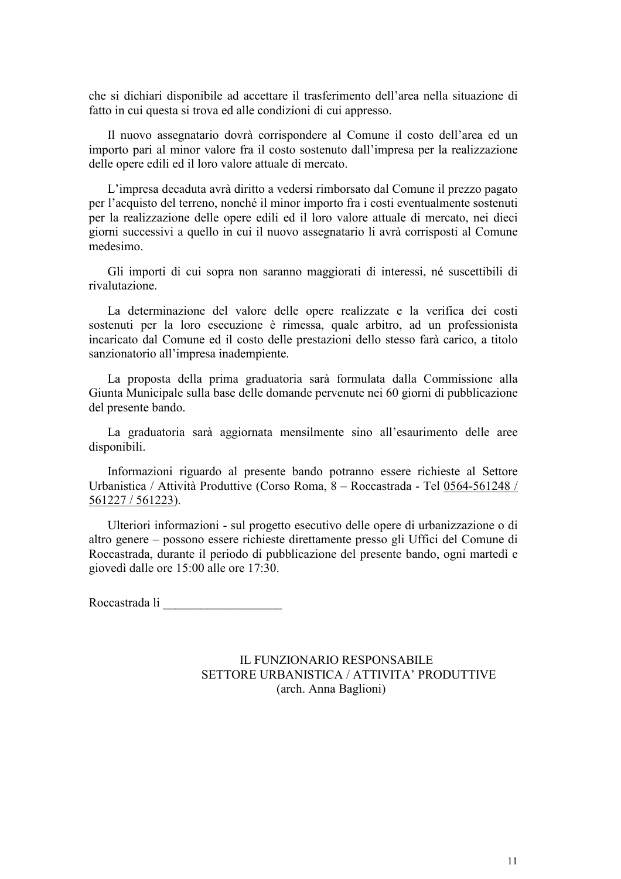che si dichiari disponibile ad accettare il trasferimento dell'area nella situazione di fatto in cui questa si trova ed alle condizioni di cui appresso.

Il nuovo assegnatario dovrà corrispondere al Comune il costo dell'area ed un importo pari al minor valore fra il costo sostenuto dall'impresa per la realizzazione delle opere edili ed il loro valore attuale di mercato.

L'impresa decaduta avrà diritto a vedersi rimborsato dal Comune il prezzo pagato per l'acquisto del terreno, nonché il minor importo fra i costi eventualmente sostenuti per la realizzazione delle opere edili ed il loro valore attuale di mercato, nei dieci giorni successivi a quello in cui il nuovo assegnatario li avrà corrisposti al Comune medesimo.

Gli importi di cui sopra non saranno maggiorati di interessi, né suscettibili di rivalutazione.

La determinazione del valore delle opere realizzate e la verifica dei costi sostenuti per la loro esecuzione è rimessa, quale arbitro, ad un professionista incaricato dal Comune ed il costo delle prestazioni dello stesso farà carico, a titolo sanzionatorio all'impresa inadempiente.

La proposta della prima graduatoria sarà formulata dalla Commissione alla Giunta Municipale sulla base delle domande pervenute nei 60 giorni di pubblicazione del presente bando.

La graduatoria sarà aggiornata mensilmente sino all'esaurimento delle aree disponibili.

Informazioni riguardo al presente bando potranno essere richieste al Settore Urbanistica / Attività Produttive (Corso Roma, 8 – Roccastrada - Tel 0564-561248 / 561227 / 561223).

Ulteriori informazioni - sul progetto esecutivo delle opere di urbanizzazione o di altro genere – possono essere richieste direttamente presso gli Uffici del Comune di Roccastrada, durante il periodo di pubblicazione del presente bando, ogni martedì e giovedì dalle ore 15:00 alle ore 17:30.

Roccastrada li ___________________

IL FUNZIONARIO RESPONSABILE
SETTORE URBANISTICA / ATTIVITA' PRODUTTIVE
(arch. Anna Baglioni)